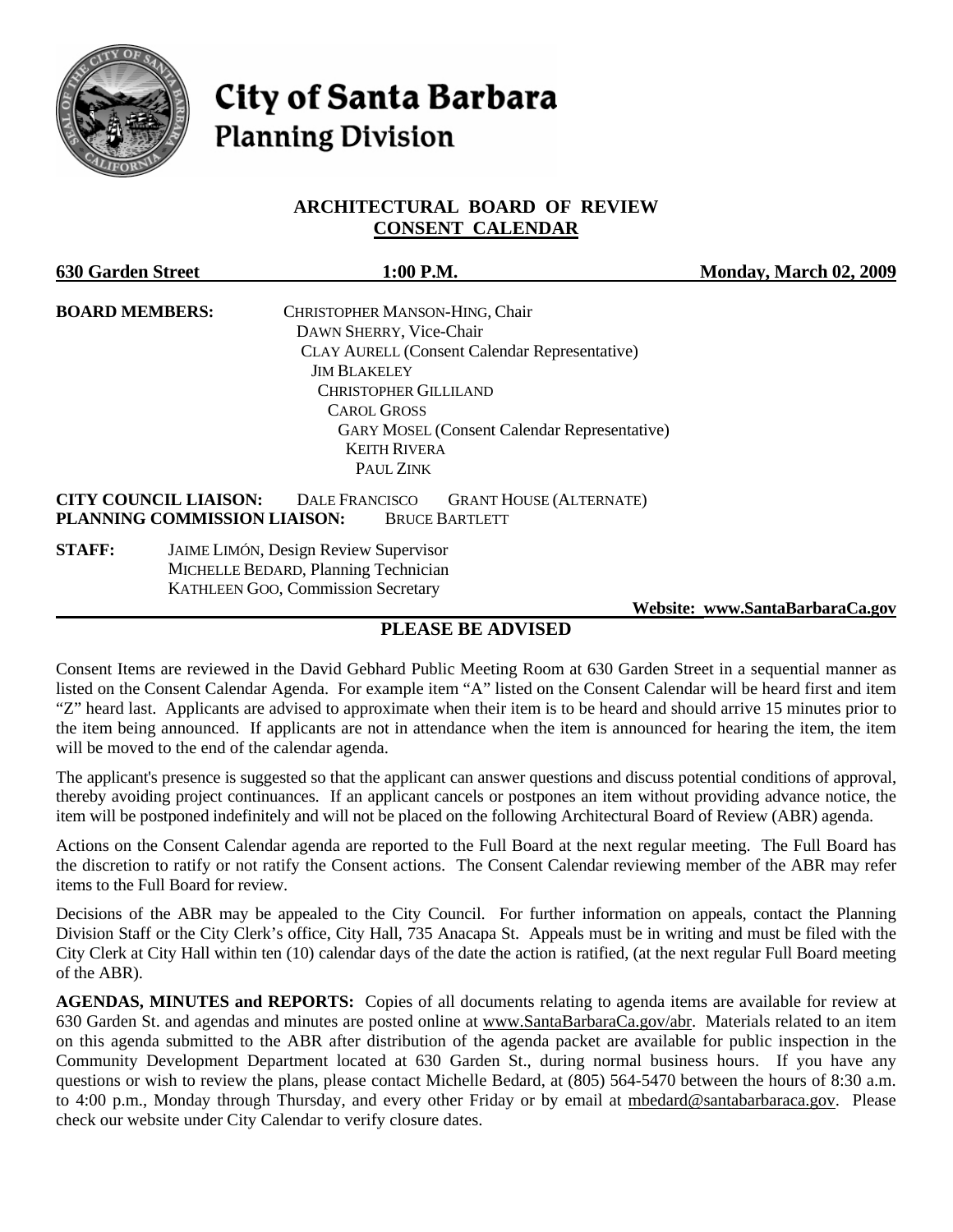# City of Santa Barbara
## Planning Division

### ARCHITECTURAL BOARD OF REVIEW
### CONSENT CALENDAR

**630 Garden Street** **1:00 P.M.** **Monday, March 02, 2009**

**BOARD MEMBERS:**
CHRISTOPHER MANSON-HING, Chair
DAWN SHERRY, Vice-Chair
CLAY AURELL (Consent Calendar Representative)
JIM BLAKELEY
CHRISTOPHER GILLILAND
CAROL GROSS
GARY MOSEL (Consent Calendar Representative)
KEITH RIVERA
PAUL ZINK

**CITY COUNCIL LIAISON:** DALE FRANCISCO GRANT HOUSE (ALTERNATE)
**PLANNING COMMISSION LIAISON:** BRUCE BARTLETT

**STAFF:**
JAIME LIMÓN, Design Review Supervisor
MICHELLE BEDARD, Planning Technician
KATHLEEN GOO, Commission Secretary

**Website: www.SantaBarbaraCa.gov**

### PLEASE BE ADVISED

Consent Items are reviewed in the David Gebhard Public Meeting Room at 630 Garden Street in a sequential manner as listed on the Consent Calendar Agenda. For example item "A" listed on the Consent Calendar will be heard first and item "Z" heard last. Applicants are advised to approximate when their item is to be heard and should arrive 15 minutes prior to the item being announced. If applicants are not in attendance when the item is announced for hearing the item, the item will be moved to the end of the calendar agenda.

The applicant's presence is suggested so that the applicant can answer questions and discuss potential conditions of approval, thereby avoiding project continuances. If an applicant cancels or postpones an item without providing advance notice, the item will be postponed indefinitely and will not be placed on the following Architectural Board of Review (ABR) agenda.

Actions on the Consent Calendar agenda are reported to the Full Board at the next regular meeting. The Full Board has the discretion to ratify or not ratify the Consent actions. The Consent Calendar reviewing member of the ABR may refer items to the Full Board for review.

Decisions of the ABR may be appealed to the City Council. For further information on appeals, contact the Planning Division Staff or the City Clerk's office, City Hall, 735 Anacapa St. Appeals must be in writing and must be filed with the City Clerk at City Hall within ten (10) calendar days of the date the action is ratified, (at the next regular Full Board meeting of the ABR).

**AGENDAS, MINUTES and REPORTS:** Copies of all documents relating to agenda items are available for review at 630 Garden St. and agendas and minutes are posted online at www.SantaBarbaraCa.gov/abr. Materials related to an item on this agenda submitted to the ABR after distribution of the agenda packet are available for public inspection in the Community Development Department located at 630 Garden St., during normal business hours. If you have any questions or wish to review the plans, please contact Michelle Bedard, at (805) 564-5470 between the hours of 8:30 a.m. to 4:00 p.m., Monday through Thursday, and every other Friday or by email at mbedard@santabarbaraca.gov. Please check our website under City Calendar to verify closure dates.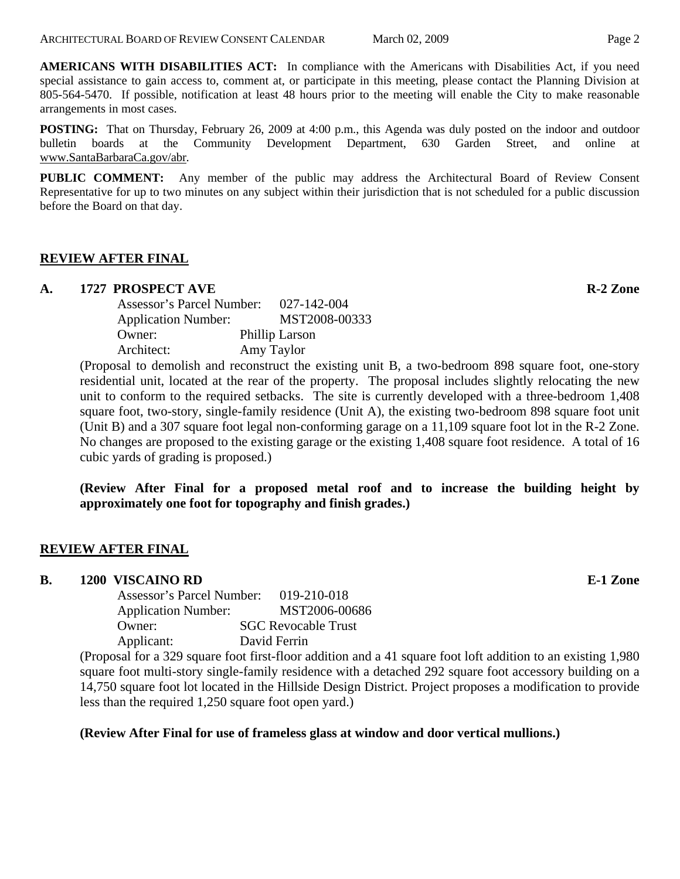**AMERICANS WITH DISABILITIES ACT:** In compliance with the Americans with Disabilities Act, if you need special assistance to gain access to, comment at, or participate in this meeting, please contact the Planning Division at 805-564-5470. If possible, notification at least 48 hours prior to the meeting will enable the City to make reasonable arrangements in most cases.

**POSTING:** That on Thursday, February 26, 2009 at 4:00 p.m., this Agenda was duly posted on the indoor and outdoor bulletin boards at the Community Development Department, 630 Garden Street, and online at www.SantaBarbaraCa.gov/abr.

**PUBLIC COMMENT:** Any member of the public may address the Architectural Board of Review Consent Representative for up to two minutes on any subject within their jurisdiction that is not scheduled for a public discussion before the Board on that day.

## REVIEW AFTER FINAL

### A. 1727 PROSPECT AVE — R-2 Zone

Assessor's Parcel Number: 027-142-004
Application Number: MST2008-00333
Owner: Phillip Larson
Architect: Amy Taylor

(Proposal to demolish and reconstruct the existing unit B, a two-bedroom 898 square foot, one-story residential unit, located at the rear of the property. The proposal includes slightly relocating the new unit to conform to the required setbacks. The site is currently developed with a three-bedroom 1,408 square foot, two-story, single-family residence (Unit A), the existing two-bedroom 898 square foot unit (Unit B) and a 307 square foot legal non-conforming garage on a 11,109 square foot lot in the R-2 Zone. No changes are proposed to the existing garage or the existing 1,408 square foot residence. A total of 16 cubic yards of grading is proposed.)

**(Review After Final for a proposed metal roof and to increase the building height by approximately one foot for topography and finish grades.)**

## REVIEW AFTER FINAL

### B. 1200 VISCAINO RD — E-1 Zone

Assessor's Parcel Number: 019-210-018
Application Number: MST2006-00686
Owner: SGC Revocable Trust
Applicant: David Ferrin

(Proposal for a 329 square foot first-floor addition and a 41 square foot loft addition to an existing 1,980 square foot multi-story single-family residence with a detached 292 square foot accessory building on a 14,750 square foot lot located in the Hillside Design District. Project proposes a modification to provide less than the required 1,250 square foot open yard.)

**(Review After Final for use of frameless glass at window and door vertical mullions.)**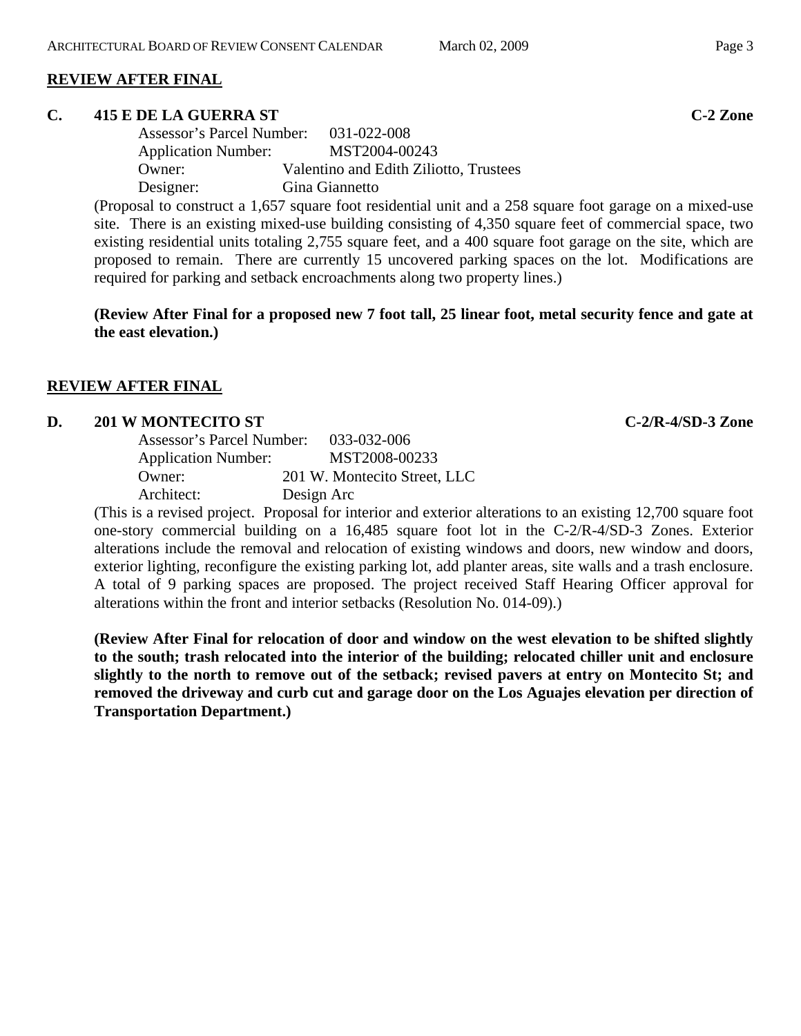## REVIEW AFTER FINAL

### C. 415 E DE LA GUERRA ST — C-2 Zone

Assessor's Parcel Number: 031-022-008
Application Number: MST2004-00243
Owner: Valentino and Edith Ziliotto, Trustees
Designer: Gina Giannetto

(Proposal to construct a 1,657 square foot residential unit and a 258 square foot garage on a mixed-use site. There is an existing mixed-use building consisting of 4,350 square feet of commercial space, two existing residential units totaling 2,755 square feet, and a 400 square foot garage on the site, which are proposed to remain. There are currently 15 uncovered parking spaces on the lot. Modifications are required for parking and setback encroachments along two property lines.)

**(Review After Final for a proposed new 7 foot tall, 25 linear foot, metal security fence and gate at the east elevation.)**

## REVIEW AFTER FINAL

### D. 201 W MONTECITO ST — C-2/R-4/SD-3 Zone

Assessor's Parcel Number: 033-032-006
Application Number: MST2008-00233
Owner: 201 W. Montecito Street, LLC
Architect: Design Arc

(This is a revised project. Proposal for interior and exterior alterations to an existing 12,700 square foot one-story commercial building on a 16,485 square foot lot in the C-2/R-4/SD-3 Zones. Exterior alterations include the removal and relocation of existing windows and doors, new window and doors, exterior lighting, reconfigure the existing parking lot, add planter areas, site walls and a trash enclosure. A total of 9 parking spaces are proposed. The project received Staff Hearing Officer approval for alterations within the front and interior setbacks (Resolution No. 014-09).)

**(Review After Final for relocation of door and window on the west elevation to be shifted slightly to the south; trash relocated into the interior of the building; relocated chiller unit and enclosure slightly to the north to remove out of the setback; revised pavers at entry on Montecito St; and removed the driveway and curb cut and garage door on the Los Aguajes elevation per direction of Transportation Department.)**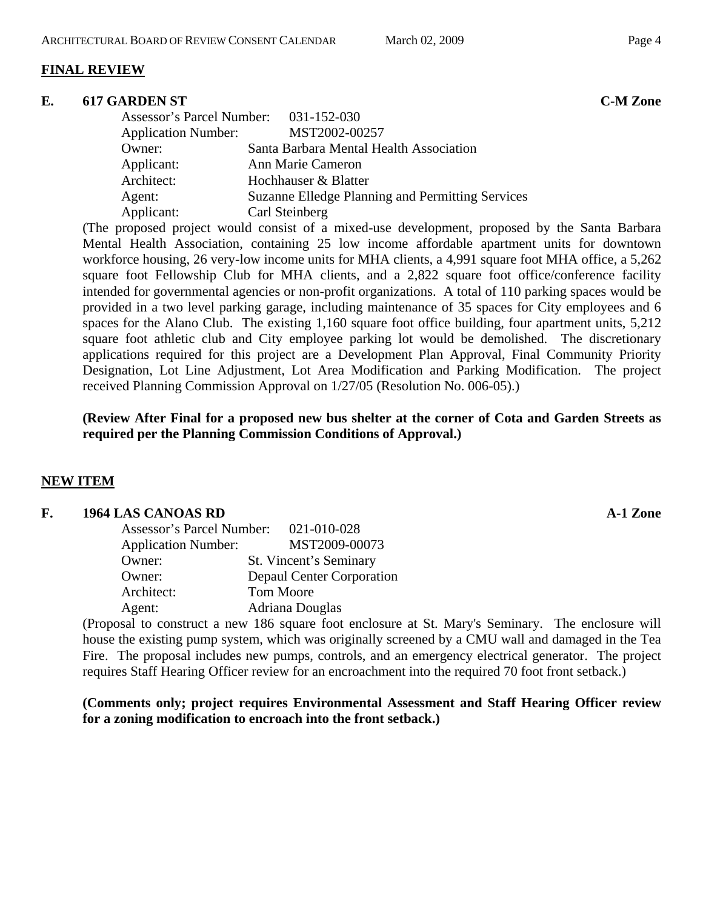## FINAL REVIEW

### E. 617 GARDEN ST — C-M Zone

Assessor's Parcel Number: 031-152-030
Application Number: MST2002-00257
Owner: Santa Barbara Mental Health Association
Applicant: Ann Marie Cameron
Architect: Hochhauser & Blatter
Agent: Suzanne Elledge Planning and Permitting Services
Applicant: Carl Steinberg

(The proposed project would consist of a mixed-use development, proposed by the Santa Barbara Mental Health Association, containing 25 low income affordable apartment units for downtown workforce housing, 26 very-low income units for MHA clients, a 4,991 square foot MHA office, a 5,262 square foot Fellowship Club for MHA clients, and a 2,822 square foot office/conference facility intended for governmental agencies or non-profit organizations. A total of 110 parking spaces would be provided in a two level parking garage, including maintenance of 35 spaces for City employees and 6 spaces for the Alano Club. The existing 1,160 square foot office building, four apartment units, 5,212 square foot athletic club and City employee parking lot would be demolished. The discretionary applications required for this project are a Development Plan Approval, Final Community Priority Designation, Lot Line Adjustment, Lot Area Modification and Parking Modification. The project received Planning Commission Approval on 1/27/05 (Resolution No. 006-05).)

**(Review After Final for a proposed new bus shelter at the corner of Cota and Garden Streets as required per the Planning Commission Conditions of Approval.)**

## NEW ITEM

### F. 1964 LAS CANOAS RD — A-1 Zone

Assessor's Parcel Number: 021-010-028
Application Number: MST2009-00073
Owner: St. Vincent's Seminary
Owner: Depaul Center Corporation
Architect: Tom Moore
Agent: Adriana Douglas

(Proposal to construct a new 186 square foot enclosure at St. Mary's Seminary. The enclosure will house the existing pump system, which was originally screened by a CMU wall and damaged in the Tea Fire. The proposal includes new pumps, controls, and an emergency electrical generator. The project requires Staff Hearing Officer review for an encroachment into the required 70 foot front setback.)

**(Comments only; project requires Environmental Assessment and Staff Hearing Officer review for a zoning modification to encroach into the front setback.)**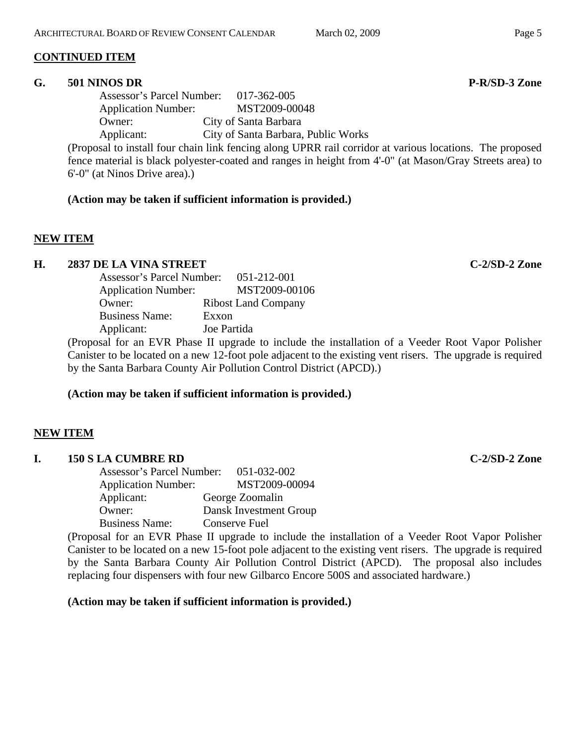**CONTINUED ITEM**

**G. 501 NINOS DR** **P-R/SD-3 Zone**

Assessor's Parcel Number: 017-362-005
Application Number: MST2009-00048
Owner: City of Santa Barbara
Applicant: City of Santa Barbara, Public Works

(Proposal to install four chain link fencing along UPRR rail corridor at various locations. The proposed fence material is black polyester-coated and ranges in height from 4'-0" (at Mason/Gray Streets area) to 6'-0" (at Ninos Drive area).)

**(Action may be taken if sufficient information is provided.)**

**NEW ITEM**

**H. 2837 DE LA VINA STREET** **C-2/SD-2 Zone**

Assessor's Parcel Number: 051-212-001
Application Number: MST2009-00106
Owner: Ribost Land Company
Business Name: Exxon
Applicant: Joe Partida

(Proposal for an EVR Phase II upgrade to include the installation of a Veeder Root Vapor Polisher Canister to be located on a new 12-foot pole adjacent to the existing vent risers. The upgrade is required by the Santa Barbara County Air Pollution Control District (APCD).)

**(Action may be taken if sufficient information is provided.)**

**NEW ITEM**

**I. 150 S LA CUMBRE RD** **C-2/SD-2 Zone**

Assessor's Parcel Number: 051-032-002
Application Number: MST2009-00094
Applicant: George Zoomalin
Owner: Dansk Investment Group
Business Name: Conserve Fuel

(Proposal for an EVR Phase II upgrade to include the installation of a Veeder Root Vapor Polisher Canister to be located on a new 15-foot pole adjacent to the existing vent risers. The upgrade is required by the Santa Barbara County Air Pollution Control District (APCD). The proposal also includes replacing four dispensers with four new Gilbarco Encore 500S and associated hardware.)

**(Action may be taken if sufficient information is provided.)**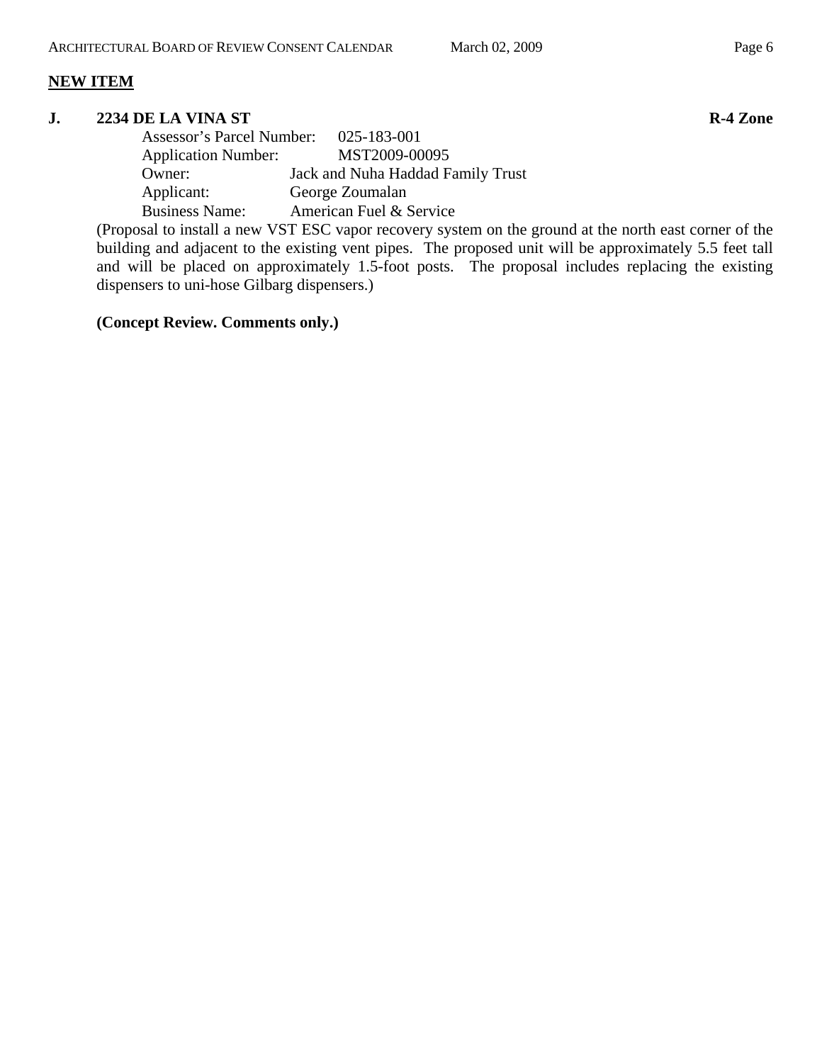## NEW ITEM

**J. 2234 DE LA VINA ST R-4 Zone**

Assessor's Parcel Number: 025-183-001
Application Number: MST2009-00095
Owner: Jack and Nuha Haddad Family Trust
Applicant: George Zoumalan
Business Name: American Fuel & Service

(Proposal to install a new VST ESC vapor recovery system on the ground at the north east corner of the building and adjacent to the existing vent pipes. The proposed unit will be approximately 5.5 feet tall and will be placed on approximately 1.5-foot posts. The proposal includes replacing the existing dispensers to uni-hose Gilbarg dispensers.)

**(Concept Review. Comments only.)**